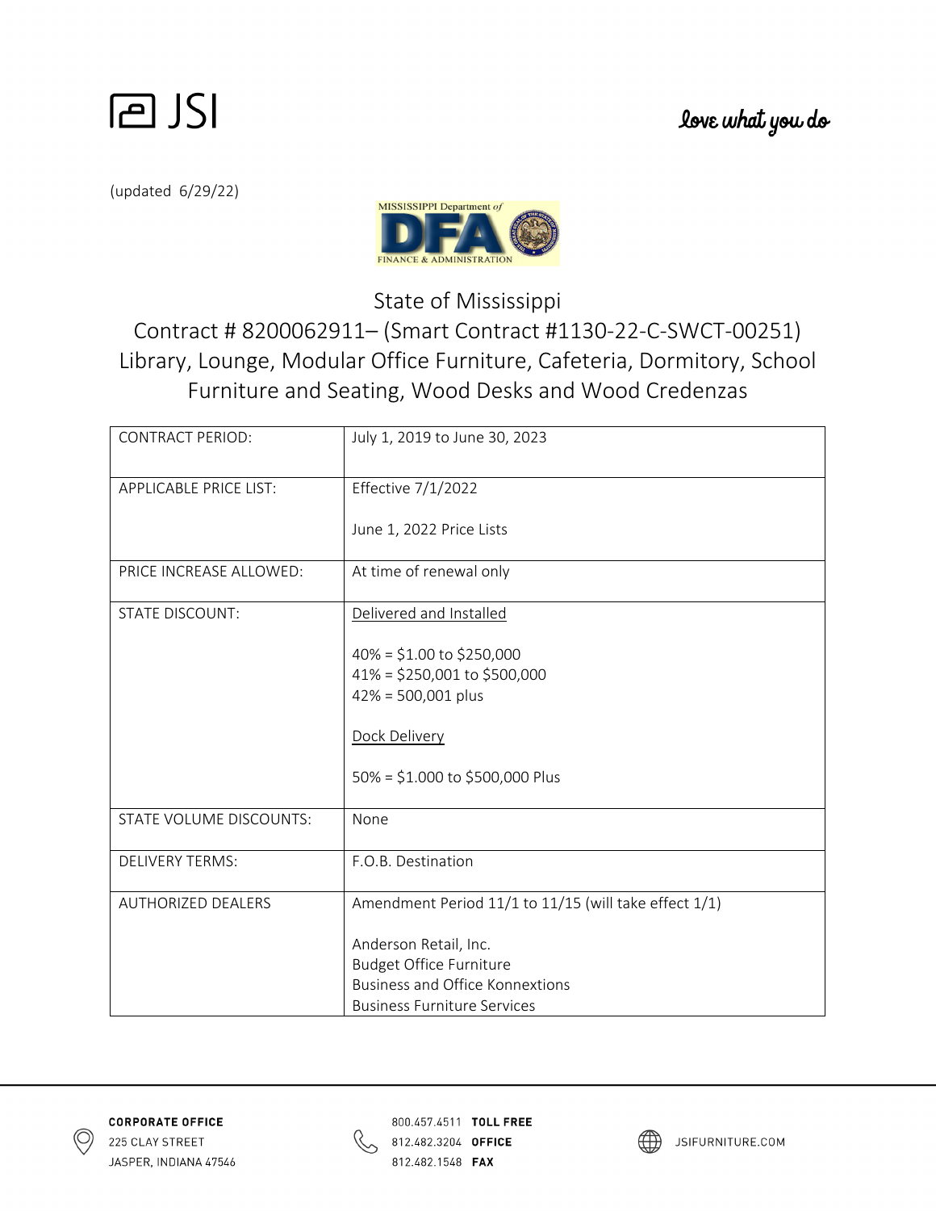JSI

love what you do

(updated 6/29/22)

MISSISSIPPI Department of DFA FINANCE & ADMINISTRATION

# State of Mississippi
# Contract # 8200062911– (Smart Contract #1130-22-C-SWCT-00251) Library, Lounge, Modular Office Furniture, Cafeteria, Dormitory, School Furniture and Seating, Wood Desks and Wood Credenzas

| | |
|---|---|
| CONTRACT PERIOD: | July 1, 2019 to June 30, 2023 |
| APPLICABLE PRICE LIST: | Effective 7/1/2022<br><br>June 1, 2022 Price Lists |
| PRICE INCREASE ALLOWED: | At time of renewal only |
| STATE DISCOUNT: | Delivered and Installed<br><br>40% = $1.00 to $250,000<br>41% = $250,001 to $500,000<br>42% = 500,001 plus<br><br>Dock Delivery<br><br>50% = $1.000 to $500,000 Plus |
| STATE VOLUME DISCOUNTS: | None |
| DELIVERY TERMS: | F.O.B. Destination |
| AUTHORIZED DEALERS | Amendment Period 11/1 to 11/15 (will take effect 1/1)<br><br>Anderson Retail, Inc.<br>Budget Office Furniture<br>Business and Office Konnextions<br>Business Furniture Services |

CORPORATE OFFICE
225 CLAY STREET
JASPER, INDIANA 47546

800.457.4511 TOLL FREE
812.482.3204 OFFICE
812.482.1548 FAX

JSIFURNITURE.COM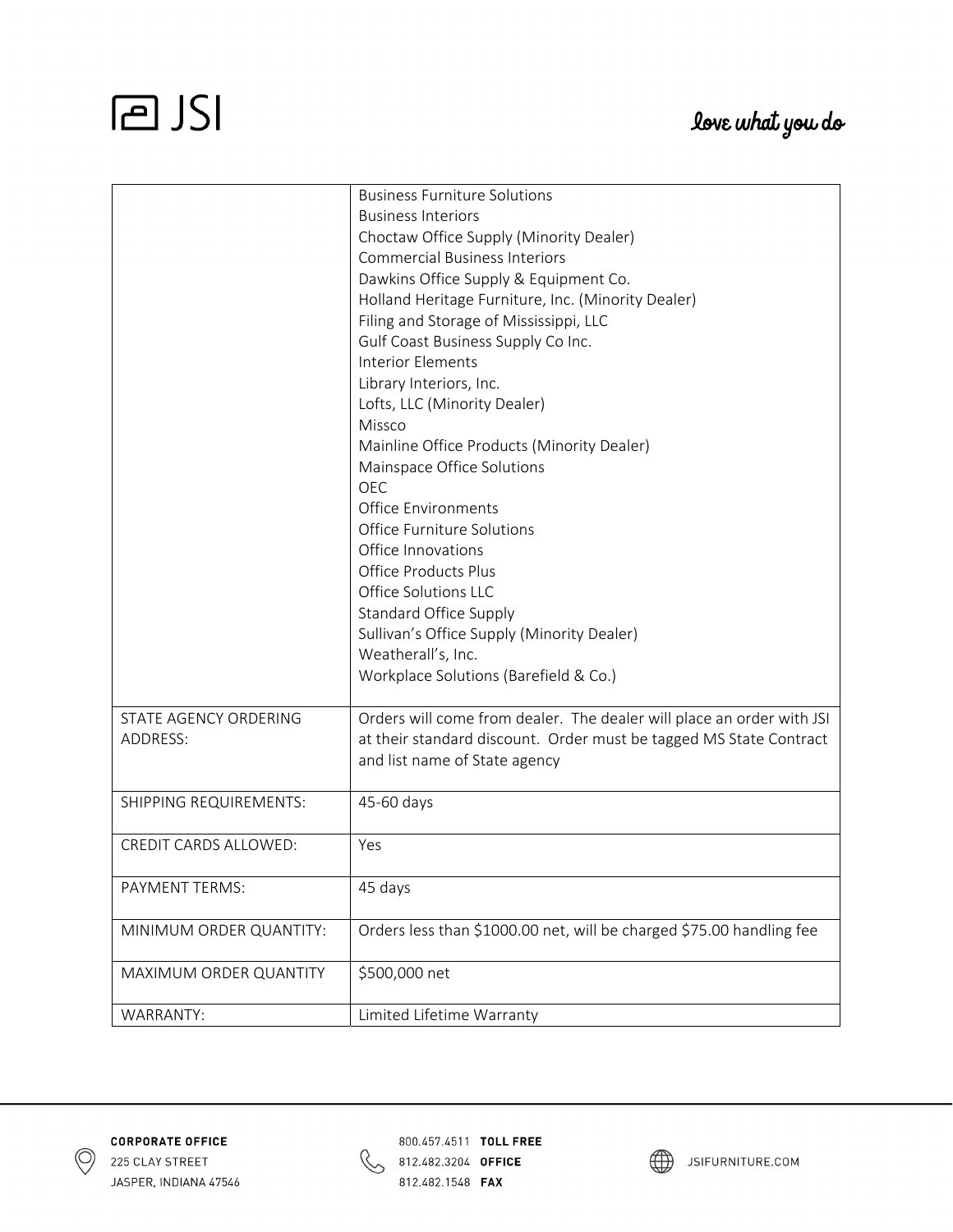JSI

love what you do

| | |
|---|---|
| | Business Furniture Solutions<br>Business Interiors<br>Choctaw Office Supply (Minority Dealer)<br>Commercial Business Interiors<br>Dawkins Office Supply & Equipment Co.<br>Holland Heritage Furniture, Inc. (Minority Dealer)<br>Filing and Storage of Mississippi, LLC<br>Gulf Coast Business Supply Co Inc.<br>Interior Elements<br>Library Interiors, Inc.<br>Lofts, LLC (Minority Dealer)<br>Missco<br>Mainline Office Products (Minority Dealer)<br>Mainspace Office Solutions<br>OEC<br>Office Environments<br>Office Furniture Solutions<br>Office Innovations<br>Office Products Plus<br>Office Solutions LLC<br>Standard Office Supply<br>Sullivan's Office Supply (Minority Dealer)<br>Weatherall's, Inc.<br>Workplace Solutions (Barefield & Co.) |
| STATE AGENCY ORDERING ADDRESS: | Orders will come from dealer. The dealer will place an order with JSI at their standard discount. Order must be tagged MS State Contract and list name of State agency |
| SHIPPING REQUIREMENTS: | 45-60 days |
| CREDIT CARDS ALLOWED: | Yes |
| PAYMENT TERMS: | 45 days |
| MINIMUM ORDER QUANTITY: | Orders less than $1000.00 net, will be charged $75.00 handling fee |
| MAXIMUM ORDER QUANTITY | $500,000 net |
| WARRANTY: | Limited Lifetime Warranty |

**CORPORATE OFFICE**
225 CLAY STREET
JASPER, INDIANA 47546

800.457.4511 **TOLL FREE**
812.482.3204 **OFFICE**
812.482.1548 **FAX**

JSIFURNITURE.COM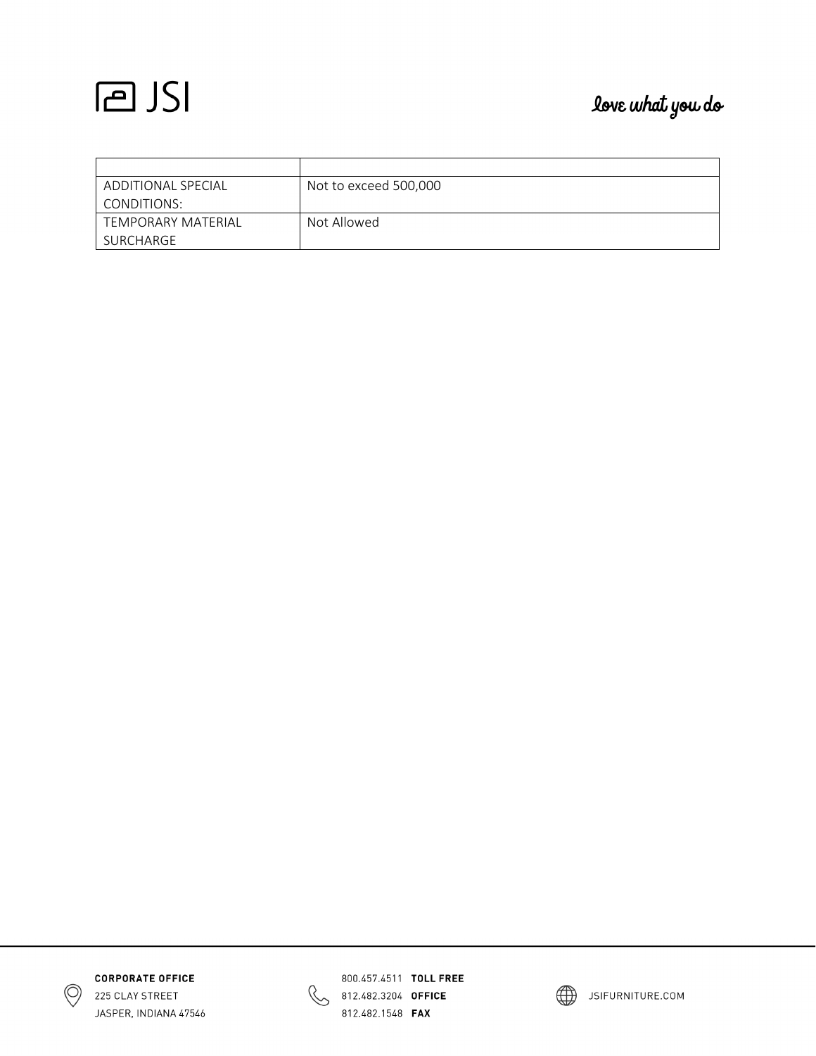| | |
|---|---|
| ADDITIONAL SPECIAL CONDITIONS: | Not to exceed 500,000 |
| TEMPORARY MATERIAL SURCHARGE | Not Allowed |